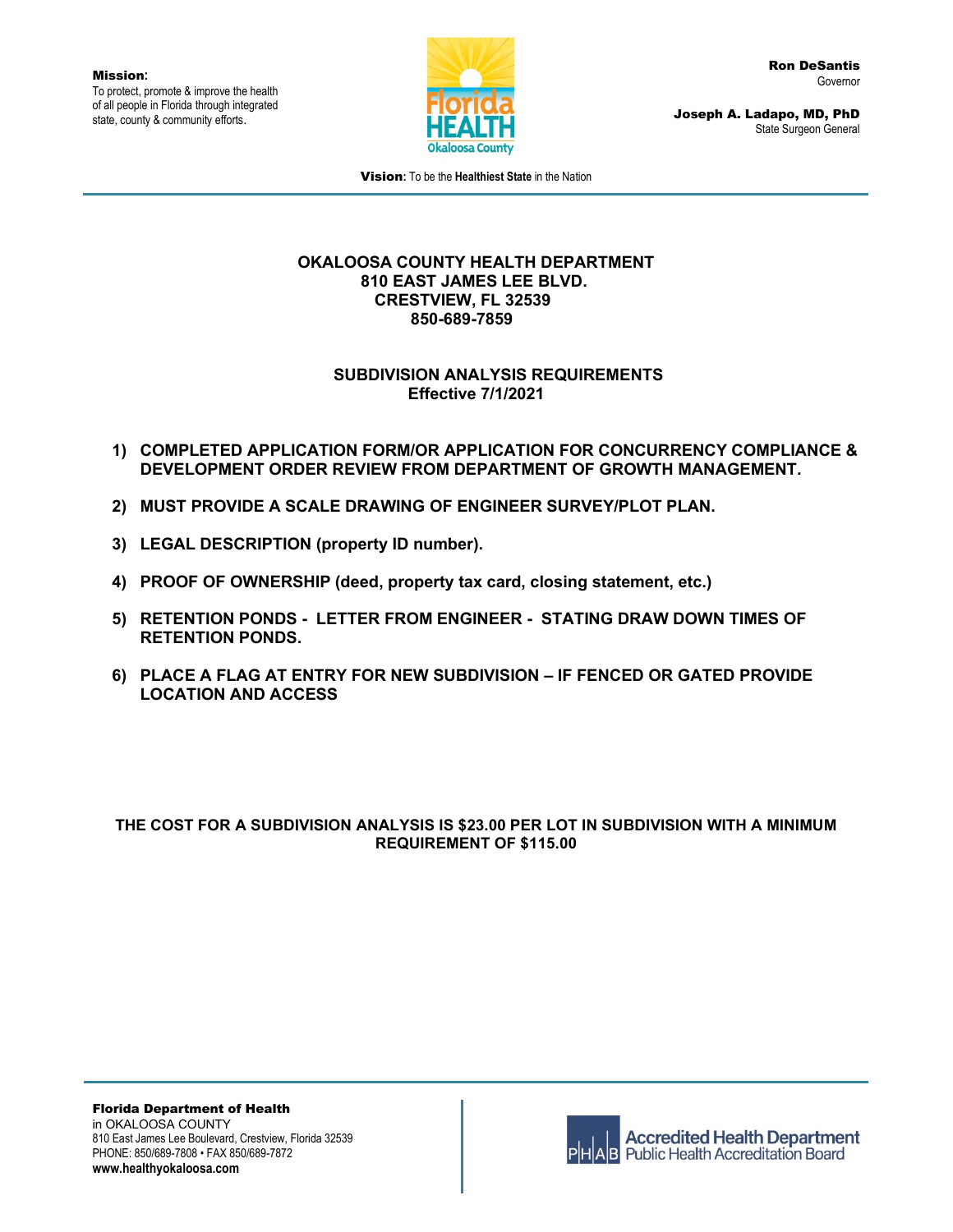**Mission**:
To protect, promote & improve the health of all people in Florida through integrated state, county & community efforts.

Florida HEALTH
Okaloosa County

**Ron DeSantis**
Governor

**Joseph A. Ladapo, MD, PhD**
State Surgeon General

**Vision**: To be the **Healthiest State** in the Nation

**OKALOOSA COUNTY HEALTH DEPARTMENT**
**810 EAST JAMES LEE BLVD.**
**CRESTVIEW, FL 32539**
**850-689-7859**

## SUBDIVISION ANALYSIS REQUIREMENTS
**Effective 7/1/2021**

1) **COMPLETED APPLICATION FORM/OR APPLICATION FOR CONCURRENCY COMPLIANCE & DEVELOPMENT ORDER REVIEW FROM DEPARTMENT OF GROWTH MANAGEMENT.**

2) **MUST PROVIDE A SCALE DRAWING OF ENGINEER SURVEY/PLOT PLAN.**

3) **LEGAL DESCRIPTION (property ID number).**

4) **PROOF OF OWNERSHIP (deed, property tax card, closing statement, etc.)**

5) **RETENTION PONDS - LETTER FROM ENGINEER - STATING DRAW DOWN TIMES OF RETENTION PONDS.**

6) **PLACE A FLAG AT ENTRY FOR NEW SUBDIVISION – IF FENCED OR GATED PROVIDE LOCATION AND ACCESS**

**THE COST FOR A SUBDIVISION ANALYSIS IS $23.00 PER LOT IN SUBDIVISION WITH A MINIMUM REQUIREMENT OF $115.00**

**Florida Department of Health**
in OKALOOSA COUNTY
810 East James Lee Boulevard, Crestview, Florida 32539
PHONE: 850/689-7808 • FAX 850/689-7872
**www.healthyokaloosa.com**

PHAB Accredited Health Department
Public Health Accreditation Board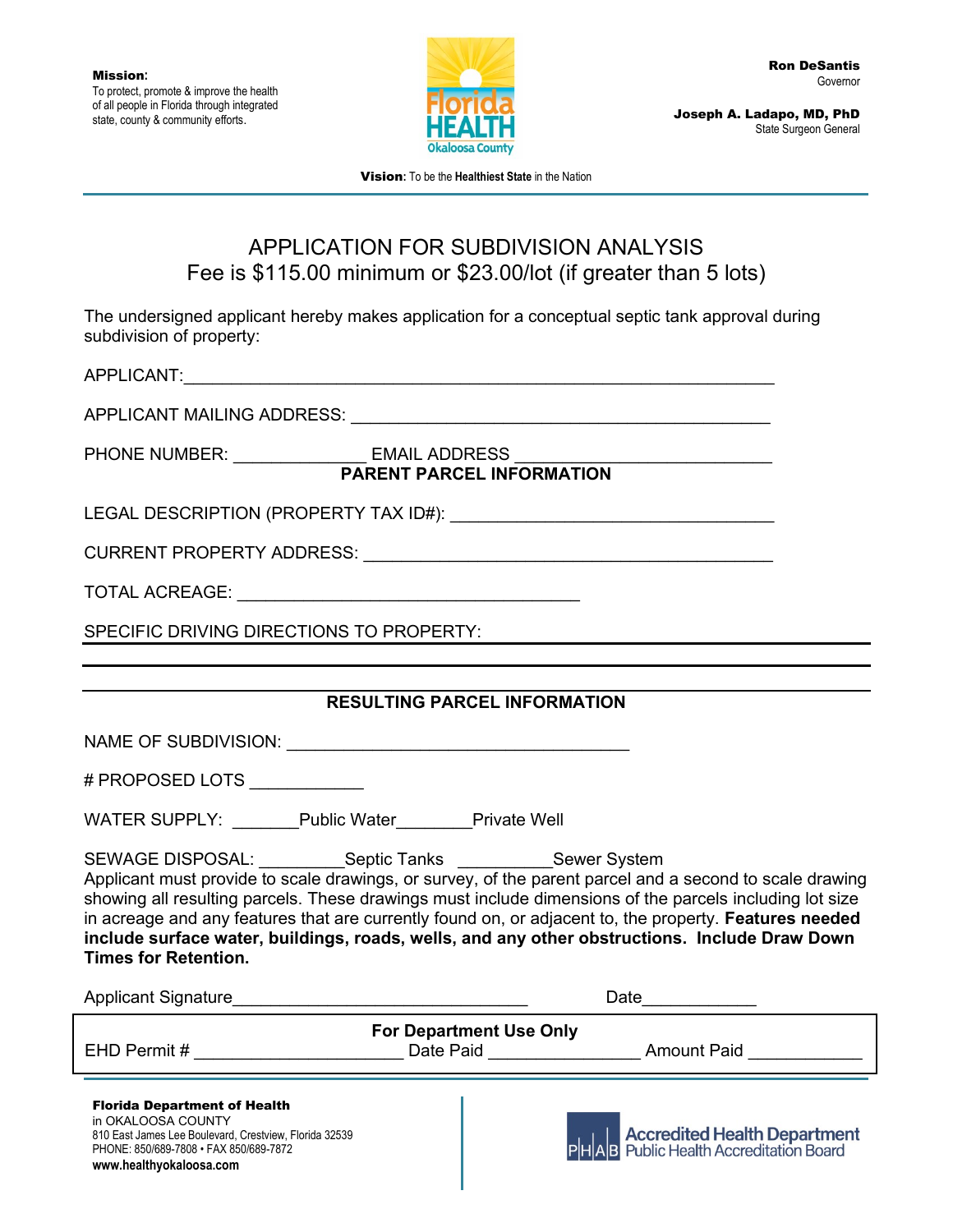**Mission**:
To protect, promote & improve the health of all people in Florida through integrated state, county & community efforts.

Florida HEALTH
Okaloosa County

**Ron DeSantis**
Governor

**Joseph A. Ladapo, MD, PhD**
State Surgeon General

**Vision**: To be the **Healthiest State** in the Nation

# APPLICATION FOR SUBDIVISION ANALYSIS
## Fee is $115.00 minimum or $23.00/lot (if greater than 5 lots)

The undersigned applicant hereby makes application for a conceptual septic tank approval during subdivision of property:

APPLICANT:_______________________________________________________________

APPLICANT MAILING ADDRESS: _____________________________________________

PHONE NUMBER: ______________ EMAIL ADDRESS ___________________________

**PARENT PARCEL INFORMATION**

LEGAL DESCRIPTION (PROPERTY TAX ID#): ________________________________

CURRENT PROPERTY ADDRESS: ______________________________________________

TOTAL ACREAGE: _____________________________________

SPECIFIC DRIVING DIRECTIONS TO PROPERTY: ____________________________________

_____________________________________________________________________________

_____________________________________________________________________________

**RESULTING PARCEL INFORMATION**

NAME OF SUBDIVISION: _____________________________________

# PROPOSED LOTS ____________

WATER SUPPLY: _______Public Water________Private Well

SEWAGE DISPOSAL: _________Septic Tanks __________Sewer System

Applicant must provide to scale drawings, or survey, of the parent parcel and a second to scale drawing showing all resulting parcels. These drawings must include dimensions of the parcels including lot size in acreage and any features that are currently found on, or adjacent to, the property. **Features needed include surface water, buildings, roads, wells, and any other obstructions. Include Draw Down Times for Retention.**

Applicant Signature_______________________________ Date____________

**For Department Use Only**

EHD Permit # _____________________ Date Paid _______________ Amount Paid ____________

**Florida Department of Health**
in OKALOOSA COUNTY
810 East James Lee Boulevard, Crestview, Florida 32539
PHONE: 850/689-7808 • FAX 850/689-7872
**www.healthyokaloosa.com**

PHAB Accredited Health Department
Public Health Accreditation Board